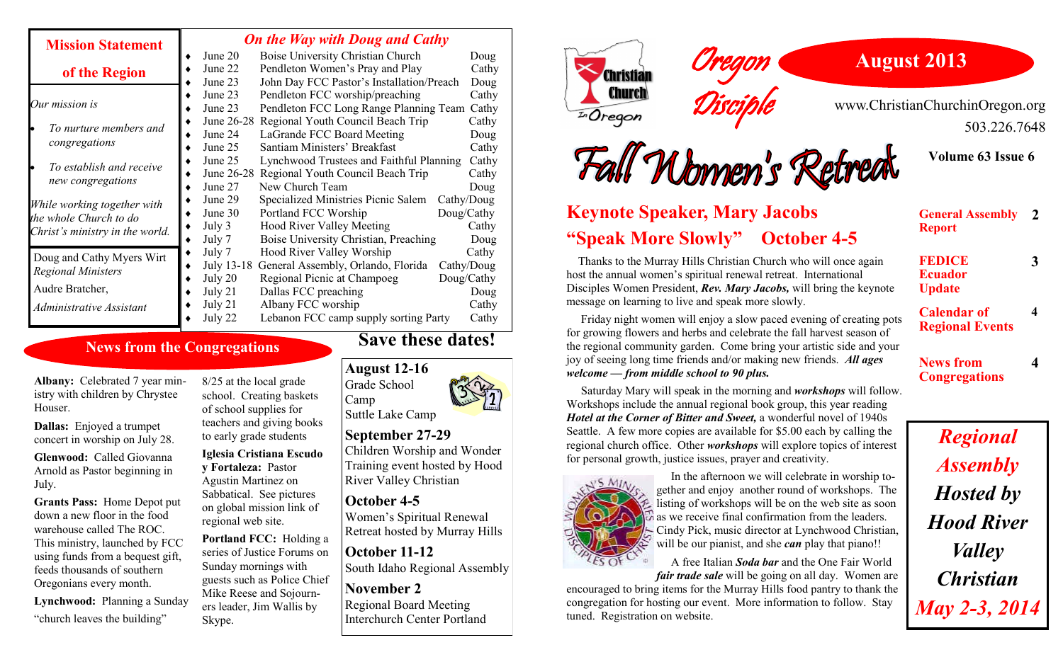# Oregon Disciple

## August 2013

www.ChristianChurchinOregon.org

503.226.7648

**Volume 63 Issue 6**

| | |
|---|---|
| **General Assembly Report** | 2 |
| **FEDICE Ecuador Update** | 3 |
| **Calendar of Regional Events** | 4 |
| **News from Congregations** | 4 |

## Mission Statement of the Region

*Our mission is*

- *To nurture members and congregations*
- *To establish and receive new congregations*

*While working together with the whole Church to do Christ's ministry in the world.*

Doug and Cathy Myers Wirt
*Regional Ministers*

Audre Bratcher,
*Administrative Assistant*

## *On the Way with Doug and Cathy*

| Date | Event | Who |
|---|---|---|
| June 20 | Boise University Christian Church | Doug |
| June 22 | Pendleton Women's Pray and Play | Cathy |
| June 23 | John Day FCC Pastor's Installation/Preach | Doug |
| June 23 | Pendleton FCC worship/preaching | Cathy |
| June 23 | Pendleton FCC Long Range Planning Team | Cathy |
| June 26-28 | Regional Youth Council Beach Trip | Cathy |
| June 24 | LaGrande FCC Board Meeting | Doug |
| June 25 | Santiam Ministers' Breakfast | Cathy |
| June 25 | Lynchwood Trustees and Faithful Planning | Cathy |
| June 26-28 | Regional Youth Council Beach Trip | Cathy |
| June 27 | New Church Team | Doug |
| June 29 | Specialized Ministries Picnic Salem | Cathy/Doug |
| June 30 | Portland FCC Worship | Doug/Cathy |
| July 3 | Hood River Valley Meeting | Cathy |
| July 7 | Boise University Christian, Preaching | Doug |
| July 7 | Hood River Valley Worship | Cathy |
| July 13-18 | General Assembly, Orlando, Florida | Cathy/Doug |
| July 20 | Regional Picnic at Champoeg | Doug/Cathy |
| July 21 | Dallas FCC preaching | Doug |
| July 21 | Albany FCC worship | Cathy |
| July 22 | Lebanon FCC camp supply sorting Party | Cathy |

# Fall Women's Retreat

## Keynote Speaker, Mary Jacobs
## "Speak More Slowly" October 4-5

Thanks to the Murray Hills Christian Church who will once again host the annual women's spiritual renewal retreat. International Disciples Women President, ***Rev. Mary Jacobs,*** will bring the keynote message on learning to live and speak more slowly.

Friday night women will enjoy a slow paced evening of creating pots for growing flowers and herbs and celebrate the fall harvest season of the regional community garden. Come bring your artistic side and your joy of seeing long time friends and/or making new friends. ***All ages welcome — from middle school to 90 plus.***

Saturday Mary will speak in the morning and ***workshops*** will follow. Workshops include the annual regional book group, this year reading ***Hotel at the Corner of Bitter and Sweet,*** a wonderful novel of 1940s Seattle. A few more copies are available for $5.00 each by calling the regional church office. Other ***workshops*** will explore topics of interest for personal growth, justice issues, prayer and creativity.

In the afternoon we will celebrate in worship together and enjoy another round of workshops. The listing of workshops will be on the web site as soon as we receive final confirmation from the leaders. Cindy Pick, music director at Lynchwood Christian, will be our pianist, and she ***can*** play that piano!!

A free Italian ***Soda bar*** and the One Fair World ***fair trade sale*** will be going on all day. Women are encouraged to bring items for the Murray Hills food pantry to thank the congregation for hosting our event. More information to follow. Stay tuned. Registration on website.

## News from the Congregations

**Albany:** Celebrated 7 year ministry with children by Chrystee Houser.

**Dallas:** Enjoyed a trumpet concert in worship on July 28.

**Glenwood:** Called Giovanna Arnold as Pastor beginning in July.

**Grants Pass:** Home Depot put down a new floor in the food warehouse called The ROC. This ministry, launched by FCC using funds from a bequest gift, feeds thousands of southern Oregonians every month.

**Lynchwood:** Planning a Sunday "church leaves the building" 8/25 at the local grade school. Creating baskets of school supplies for teachers and giving books to early grade students

**Iglesia Cristiana Escudo y Fortaleza:** Pastor Agustin Martinez on Sabbatical. See pictures on global mission link of regional web site.

**Portland FCC:** Holding a series of Justice Forums on Sunday mornings with guests such as Police Chief Mike Reese and Sojourners leader, Jim Wallis by Skype.

## Save these dates!

**August 12-16**
Grade School Camp
Suttle Lake Camp

**September 27-29**
Children Worship and Wonder Training event hosted by Hood River Valley Christian

**October 4-5**
Women's Spiritual Renewal Retreat hosted by Murray Hills

**October 11-12**
South Idaho Regional Assembly

**November 2**
Regional Board Meeting
Interchurch Center Portland

***Regional Assembly Hosted by Hood River Valley Christian May 2-3, 2014***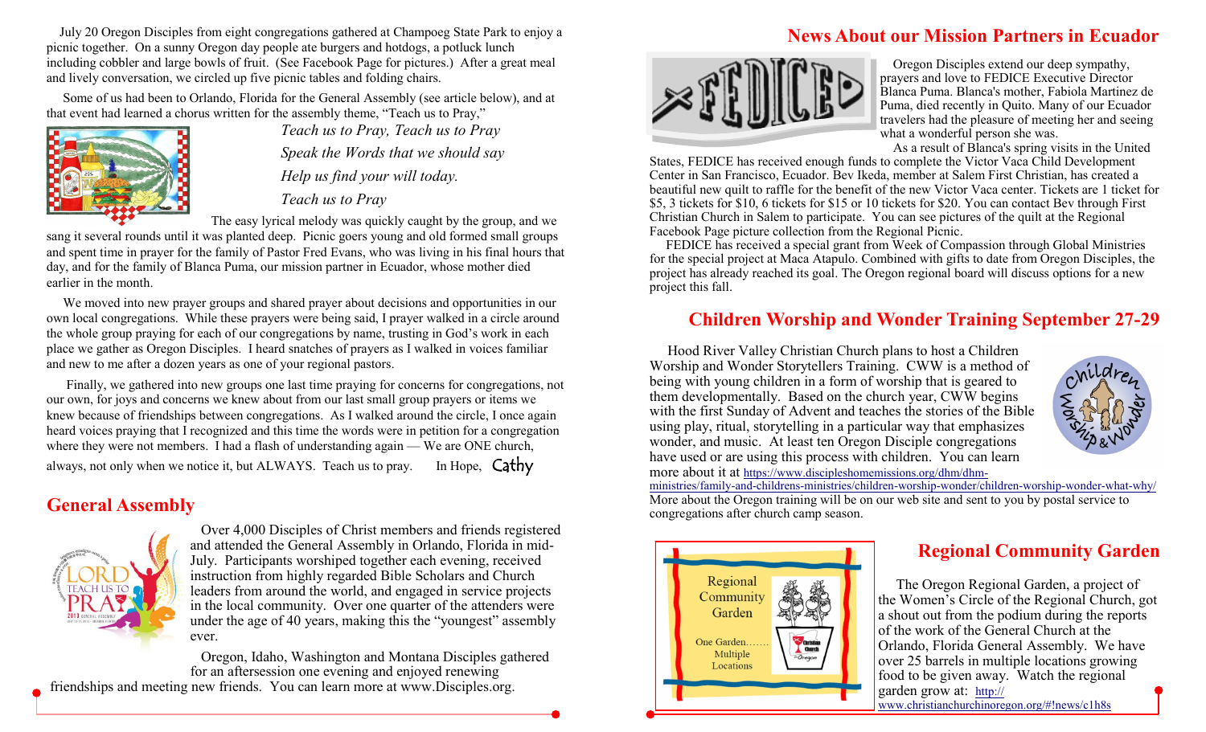July 20 Oregon Disciples from eight congregations gathered at Champoeg State Park to enjoy a picnic together. On a sunny Oregon day people ate burgers and hotdogs, a potluck lunch including cobbler and large bowls of fruit. (See Facebook Page for pictures.) After a great meal and lively conversation, we circled up five picnic tables and folding chairs.

Some of us had been to Orlando, Florida for the General Assembly (see article below), and at that event had learned a chorus written for the assembly theme, "Teach us to Pray,"

*Teach us to Pray, Teach us to Pray*
*Speak the Words that we should say*
*Help us find your will today.*
*Teach us to Pray*

The easy lyrical melody was quickly caught by the group, and we sang it several rounds until it was planted deep. Picnic goers young and old formed small groups and spent time in prayer for the family of Pastor Fred Evans, who was living in his final hours that day, and for the family of Blanca Puma, our mission partner in Ecuador, whose mother died earlier in the month.

We moved into new prayer groups and shared prayer about decisions and opportunities in our own local congregations. While these prayers were being said, I prayer walked in a circle around the whole group praying for each of our congregations by name, trusting in God's work in each place we gather as Oregon Disciples. I heard snatches of prayers as I walked in voices familiar and new to me after a dozen years as one of your regional pastors.

Finally, we gathered into new groups one last time praying for concerns for congregations, not our own, for joys and concerns we knew about from our last small group prayers or items we knew because of friendships between congregations. As I walked around the circle, I once again heard voices praying that I recognized and this time the words were in petition for a congregation where they were not members. I had a flash of understanding again — We are ONE church, always, not only when we notice it, but ALWAYS. Teach us to pray. In Hope, Cathy

## General Assembly

Over 4,000 Disciples of Christ members and friends registered and attended the General Assembly in Orlando, Florida in mid-July. Participants worshiped together each evening, received instruction from highly regarded Bible Scholars and Church leaders from around the world, and engaged in service projects in the local community. Over one quarter of the attenders were under the age of 40 years, making this the "youngest" assembly ever.

Oregon, Idaho, Washington and Montana Disciples gathered for an aftersession one evening and enjoyed renewing friendships and meeting new friends. You can learn more at www.Disciples.org.

## News About our Mission Partners in Ecuador

Oregon Disciples extend our deep sympathy, prayers and love to FEDICE Executive Director Blanca Puma. Blanca's mother, Fabiola Martinez de Puma, died recently in Quito. Many of our Ecuador travelers had the pleasure of meeting her and seeing what a wonderful person she was.

As a result of Blanca's spring visits in the United States, FEDICE has received enough funds to complete the Victor Vaca Child Development Center in San Francisco, Ecuador. Bev Ikeda, member at Salem First Christian, has created a beautiful new quilt to raffle for the benefit of the new Victor Vaca center. Tickets are 1 ticket for $5, 3 tickets for $10, 6 tickets for $15 or 10 tickets for $20. You can contact Bev through First Christian Church in Salem to participate. You can see pictures of the quilt at the Regional Facebook Page picture collection from the Regional Picnic.

FEDICE has received a special grant from Week of Compassion through Global Ministries for the special project at Maca Atapulo. Combined with gifts to date from Oregon Disciples, the project has already reached its goal. The Oregon regional board will discuss options for a new project this fall.

## Children Worship and Wonder Training September 27-29

Hood River Valley Christian Church plans to host a Children Worship and Wonder Storytellers Training. CWW is a method of being with young children in a form of worship that is geared to them developmentally. Based on the church year, CWW begins with the first Sunday of Advent and teaches the stories of the Bible using play, ritual, storytelling in a particular way that emphasizes wonder, and music. At least ten Oregon Disciple congregations have used or are using this process with children. You can learn more about it at https://www.discipleshomemissions.org/dhm/dhm-ministries/family-and-childrens-ministries/children-worship-wonder/children-worship-wonder-what-why/
More about the Oregon training will be on our web site and sent to you by postal service to congregations after church camp season.

## Regional Community Garden

Regional Community Garden

One Garden……. Multiple Locations

The Oregon Regional Garden, a project of the Women's Circle of the Regional Church, got a shout out from the podium during the reports of the work of the General Church at the Orlando, Florida General Assembly. We have over 25 barrels in multiple locations growing food to be given away. Watch the regional garden grow at: http://www.christianchurchinoregon.org/#!news/c1h8s